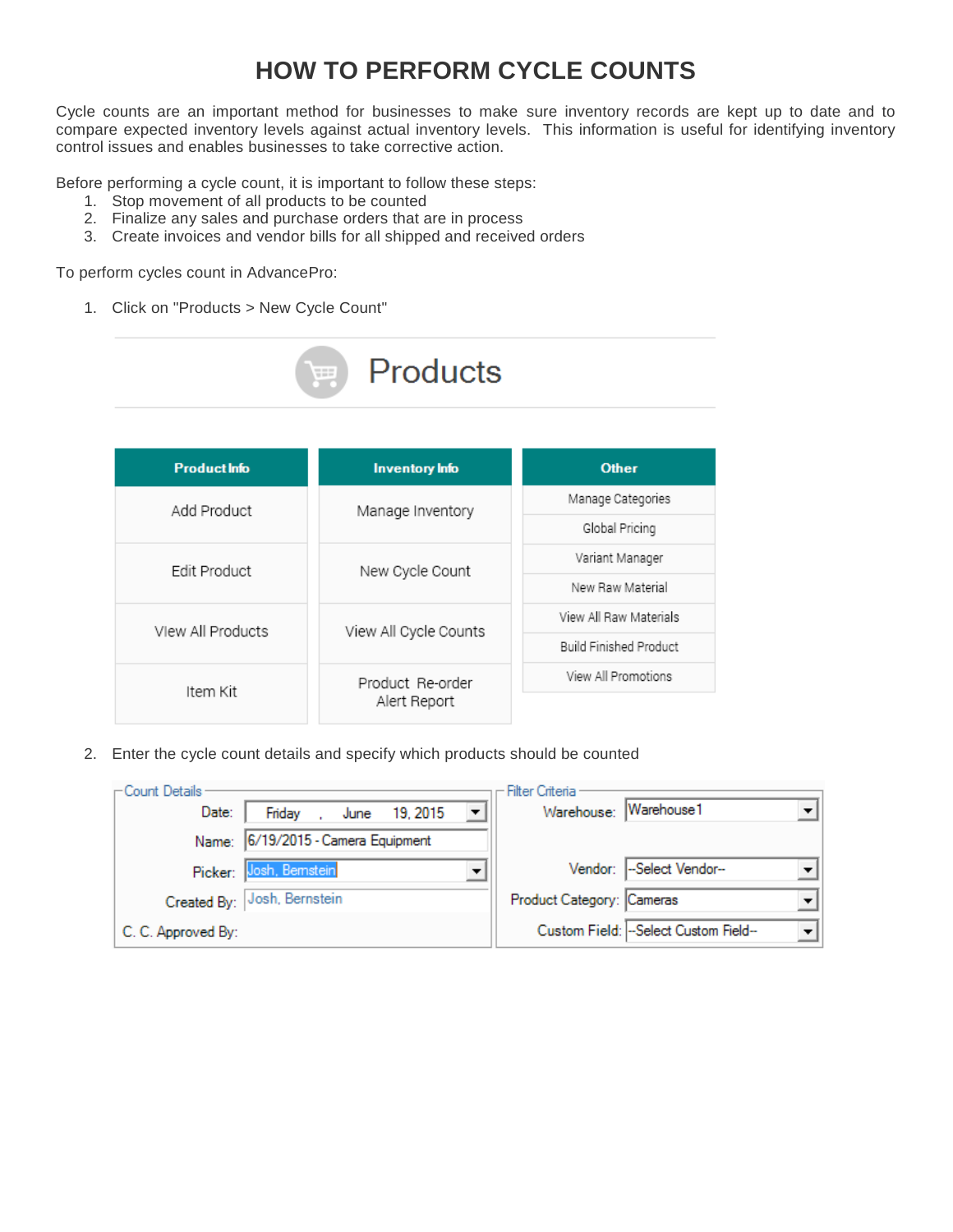# HOW TO PERFORM CYCLE COUNTS

Cycle counts are an important method for businesses to make sure inventory records are kept up to date and to compare expected inventory levels against actual inventory levels. This information is useful for identifying inventory control issues and enables businesses to take corrective action.

Before performing a cycle count, it is important to follow these steps:

1. Stop movement of all products to be counted
2. Finalize any sales and purchase orders that are in process
3. Create invoices and vendor bills for all shipped and received orders

To perform cycles count in AdvancePro:

1. Click on "Products > New Cycle Count"

2. Enter the cycle count details and specify which products should be counted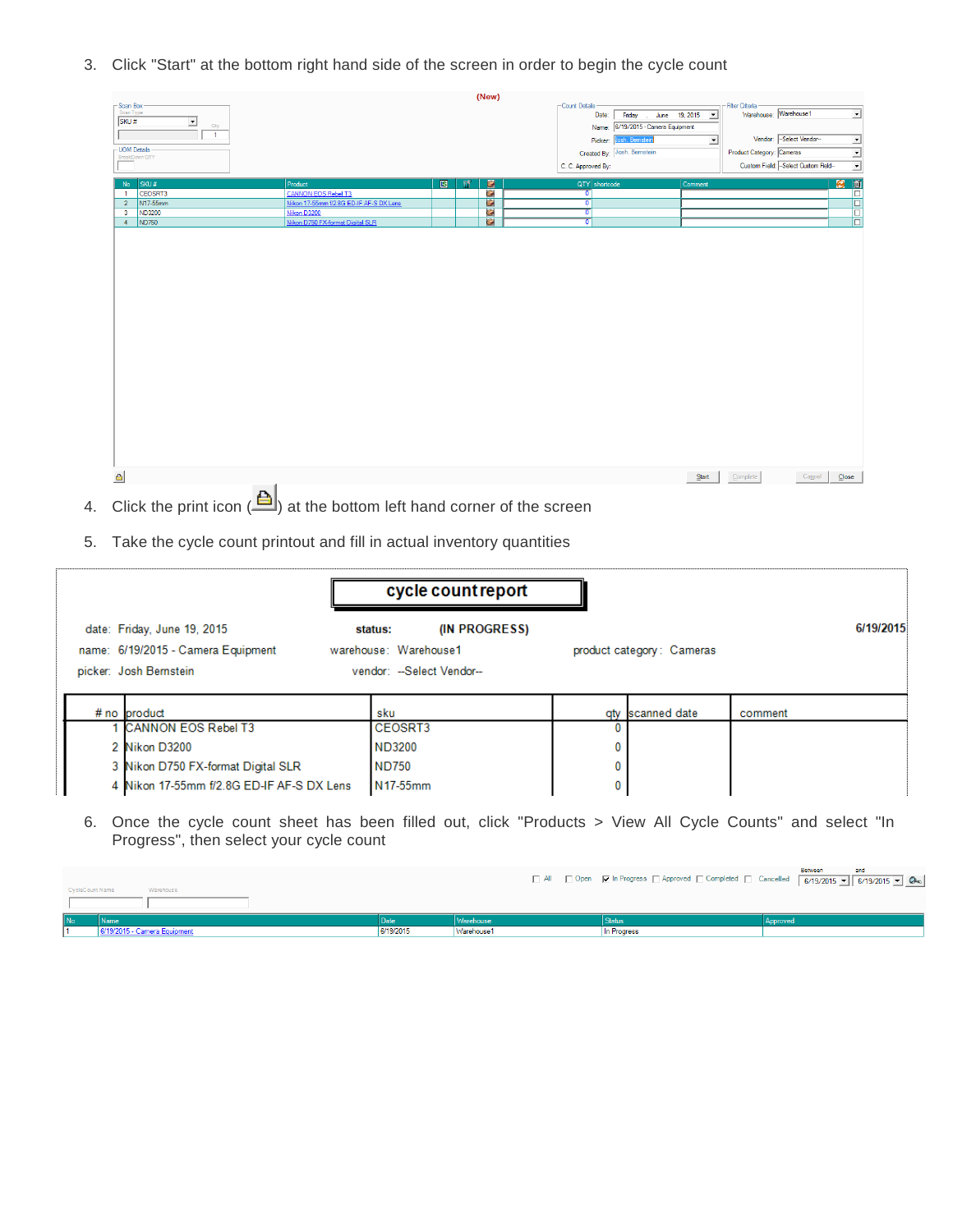3. Click "Start" at the bottom right hand side of the screen in order to begin the cycle count

4. Click the print icon ( ) at the bottom left hand corner of the screen

5. Take the cycle count printout and fill in actual inventory quantities

**cycle count report**

date: Friday, June 19, 2015 status: (IN PROGRESS) 6/19/2015

name: 6/19/2015 - Camera Equipment warehouse: Warehouse1 product category: Cameras

picker: Josh Bernstein vendor: --Select Vendor--

| # no | product | sku | qty | scanned date | comment |
|---|---|---|---|---|---|
| 1 | CANNON EOS Rebel T3 | CEOSRT3 | 0 | | |
| 2 | Nikon D3200 | ND3200 | 0 | | |
| 3 | Nikon D750 FX-format Digital SLR | ND750 | 0 | | |
| 4 | Nikon 17-55mm f/2.8G ED-IF AF-S DX Lens | N17-55mm | 0 | | |

6. Once the cycle count sheet has been filled out, click "Products > View All Cycle Counts" and select "In Progress", then select your cycle count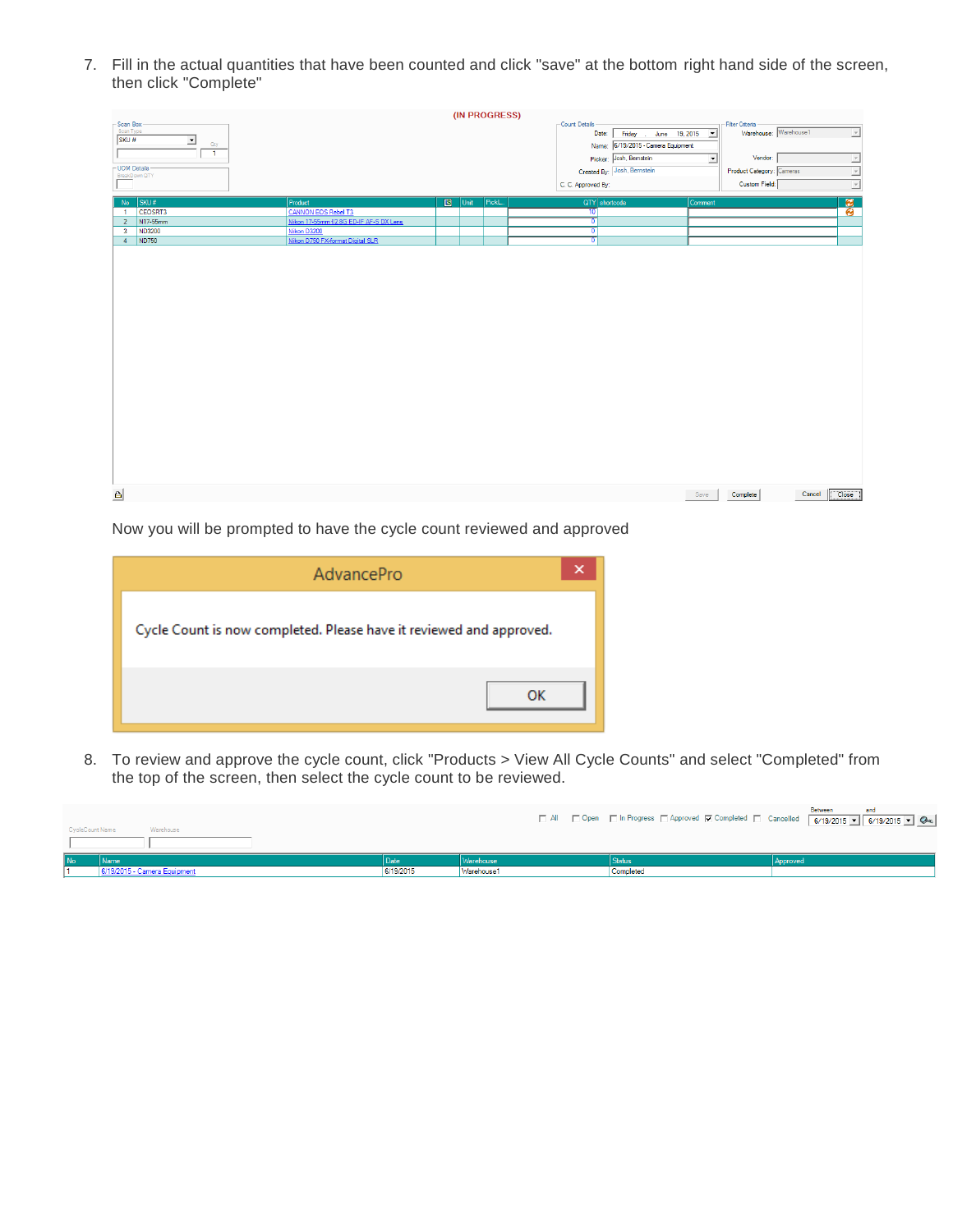7. Fill in the actual quantities that have been counted and click "save" at the bottom right hand side of the screen, then click "Complete"

Now you will be prompted to have the cycle count reviewed and approved

8. To review and approve the cycle count, click "Products > View All Cycle Counts" and select "Completed" from the top of the screen, then select the cycle count to be reviewed.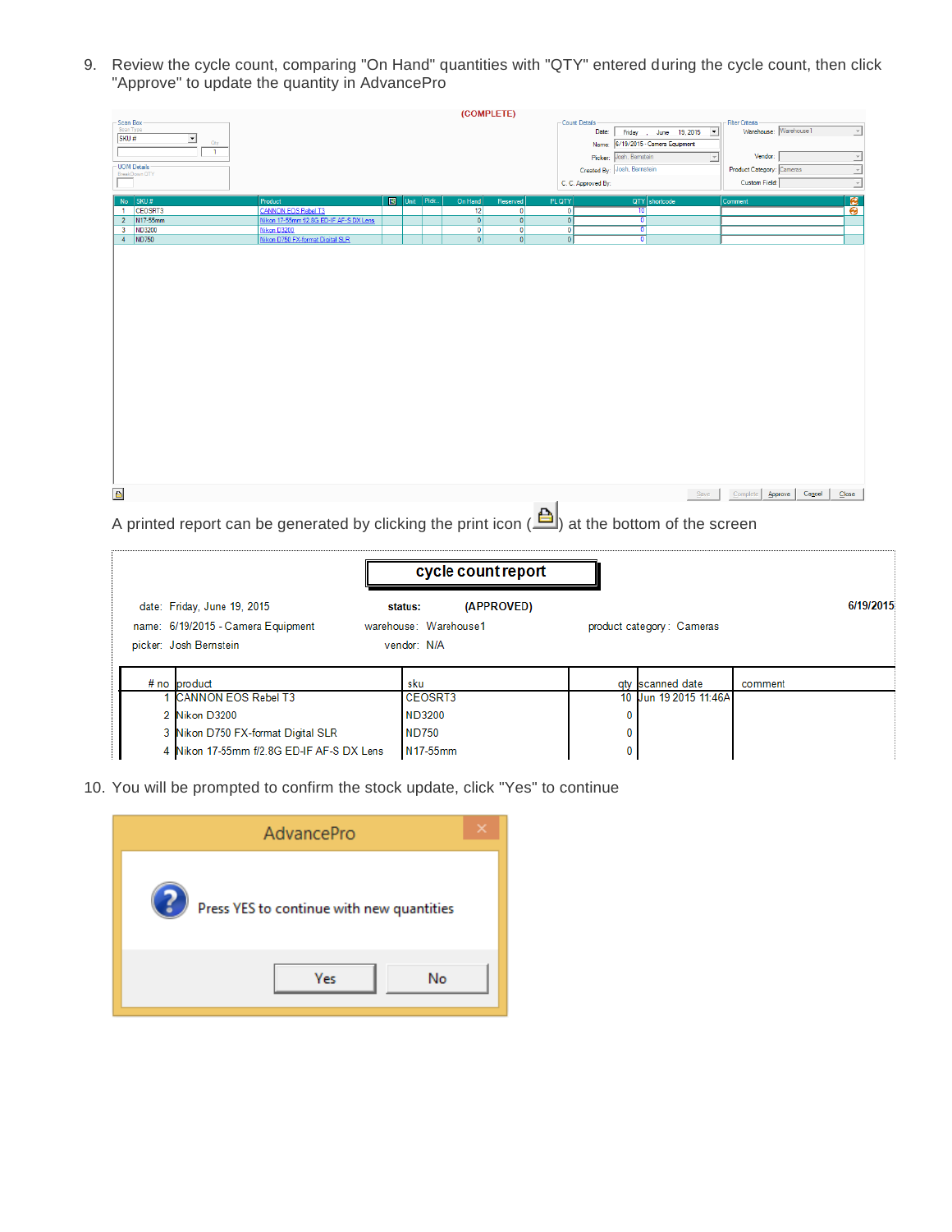9. Review the cycle count, comparing "On Hand" quantities with "QTY" entered during the cycle count, then click "Approve" to update the quantity in AdvancePro

(COMPLETE)

| No | SKU # | Product | Unit | Pick... | On Hand | Reserved | PL QTY | QTY | shortcode | Comment |
|---|---|---|---|---|---|---|---|---|---|---|
| 1 | CEOSRT3 | CANNON EOS Rebel T3 | | | 12 | 0 | 0 | 10 | | |
| 2 | N17-55mm | Nikon 17-55mm f/2.8G ED-IF AF-S DX Lens | | | 0 | 0 | 0 | 0 | | |
| 3 | ND3200 | Nikon D3200 | | | 0 | 0 | 0 | 0 | | |
| 4 | ND750 | Nikon D750 FX-format Digital SLR | | | 0 | 0 | 0 | 0 | | |

A printed report can be generated by clicking the print icon ( ) at the bottom of the screen

**cycle count report**

date: Friday, June 19, 2015 &nbsp;&nbsp; **status:** **(APPROVED)** &nbsp;&nbsp; **6/19/2015**

name: 6/19/2015 - Camera Equipment &nbsp;&nbsp; warehouse: Warehouse1 &nbsp;&nbsp; product category: Cameras

picker: Josh Bernstein &nbsp;&nbsp; vendor: N/A

| # no | product | sku | qty | scanned date | comment |
|---|---|---|---|---|---|
| 1 | CANNON EOS Rebel T3 | CEOSRT3 | 10 | Jun 19 2015 11:46A | |
| 2 | Nikon D3200 | ND3200 | 0 | | |
| 3 | Nikon D750 FX-format Digital SLR | ND750 | 0 | | |
| 4 | Nikon 17-55mm f/2.8G ED-IF AF-S DX Lens | N17-55mm | 0 | | |

10. You will be prompted to confirm the stock update, click "Yes" to continue

AdvancePro

Press YES to continue with new quantities

Yes &nbsp;&nbsp; No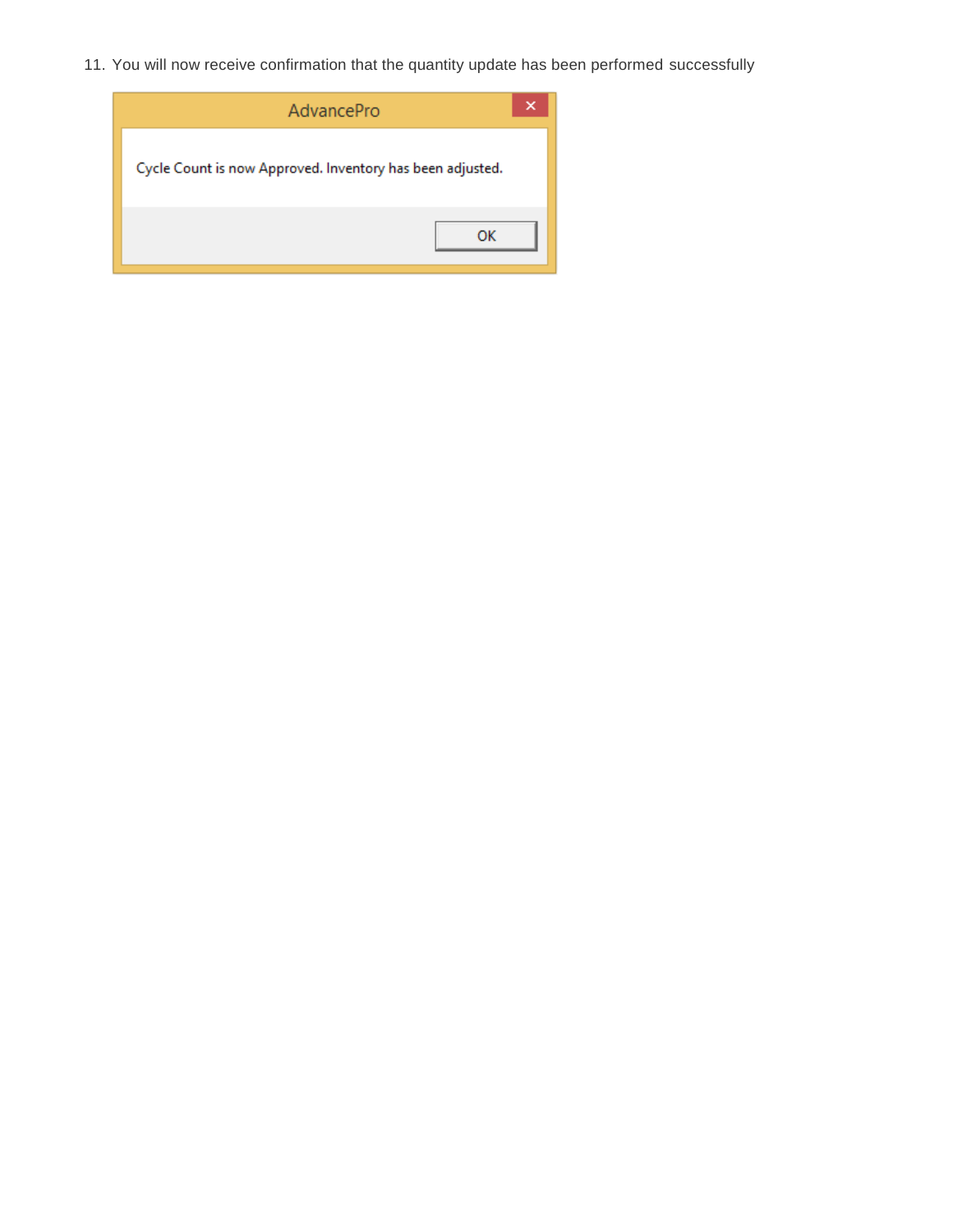11. You will now receive confirmation that the quantity update has been performed successfully

AdvancePro

Cycle Count is now Approved. Inventory has been adjusted.

OK